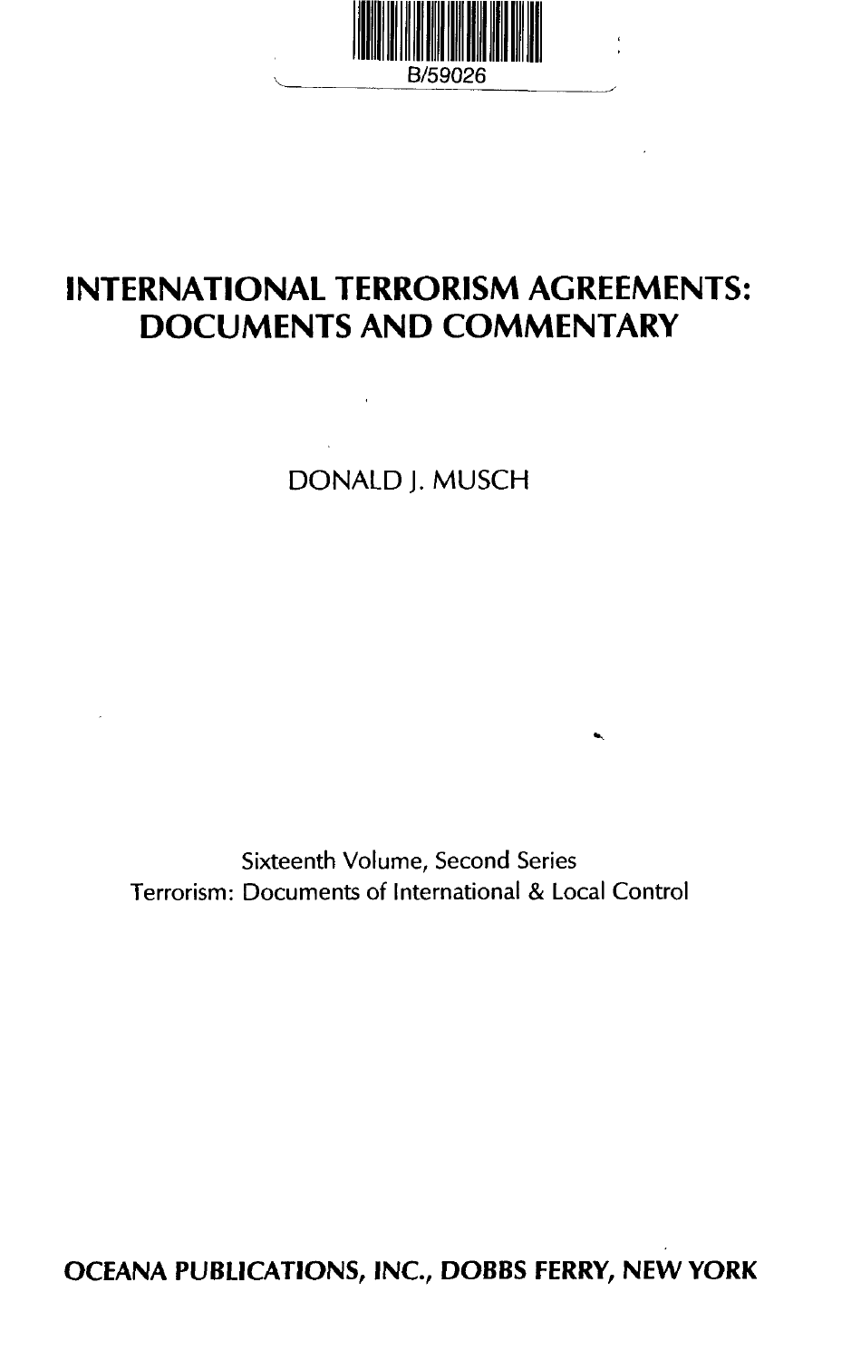B/59026

# INTERNATIONAL TERRORISM AGREEMENTS: DOCUMENTS AND COMMENTARY

DONALD J. MUSCH

Sixteenth Volume, Second Series
Terrorism: Documents of International & Local Control

**OCEANA PUBLICATIONS, INC., DOBBS FERRY, NEW YORK**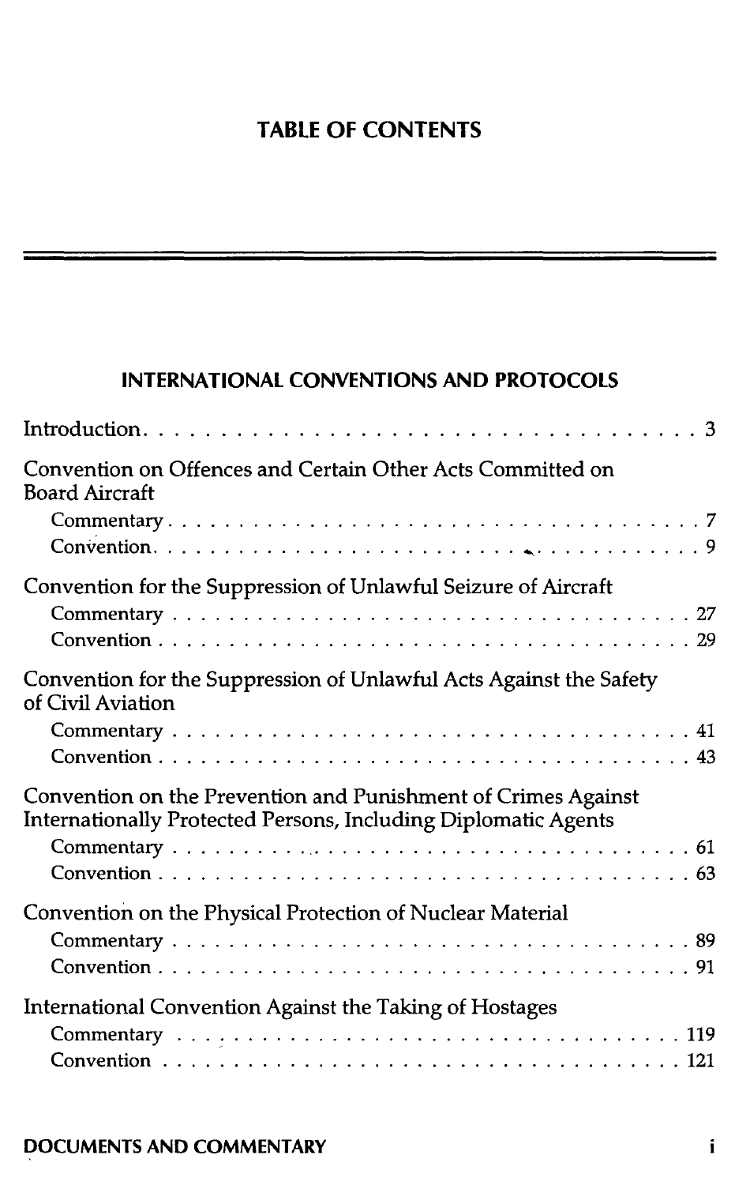# TABLE OF CONTENTS

## INTERNATIONAL CONVENTIONS AND PROTOCOLS

Introduction . . . . . . . . . . . . . . . . . . . . . . . . . . . . . . . . . . . . 3

Convention on Offences and Certain Other Acts Committed on Board Aircraft

- Commentary . . . . . . . . . . . . . . . . . . . . . . . . . . . . . . . . . . 7
- Convention . . . . . . . . . . . . . . . . . . . . . . . . . . . . . . . . . . 9

Convention for the Suppression of Unlawful Seizure of Aircraft

- Commentary . . . . . . . . . . . . . . . . . . . . . . . . . . . . . . . . . . 27
- Convention . . . . . . . . . . . . . . . . . . . . . . . . . . . . . . . . . . 29

Convention for the Suppression of Unlawful Acts Against the Safety of Civil Aviation

- Commentary . . . . . . . . . . . . . . . . . . . . . . . . . . . . . . . . . . 41
- Convention . . . . . . . . . . . . . . . . . . . . . . . . . . . . . . . . . . 43

Convention on the Prevention and Punishment of Crimes Against Internationally Protected Persons, Including Diplomatic Agents

- Commentary . . . . . . . . . . . . . . . . . . . . . . . . . . . . . . . . . . 61
- Convention . . . . . . . . . . . . . . . . . . . . . . . . . . . . . . . . . . 63

Convention on the Physical Protection of Nuclear Material

- Commentary . . . . . . . . . . . . . . . . . . . . . . . . . . . . . . . . . . 89
- Convention . . . . . . . . . . . . . . . . . . . . . . . . . . . . . . . . . . 91

International Convention Against the Taking of Hostages

- Commentary . . . . . . . . . . . . . . . . . . . . . . . . . . . . . . . . . . 119
- Convention . . . . . . . . . . . . . . . . . . . . . . . . . . . . . . . . . . 121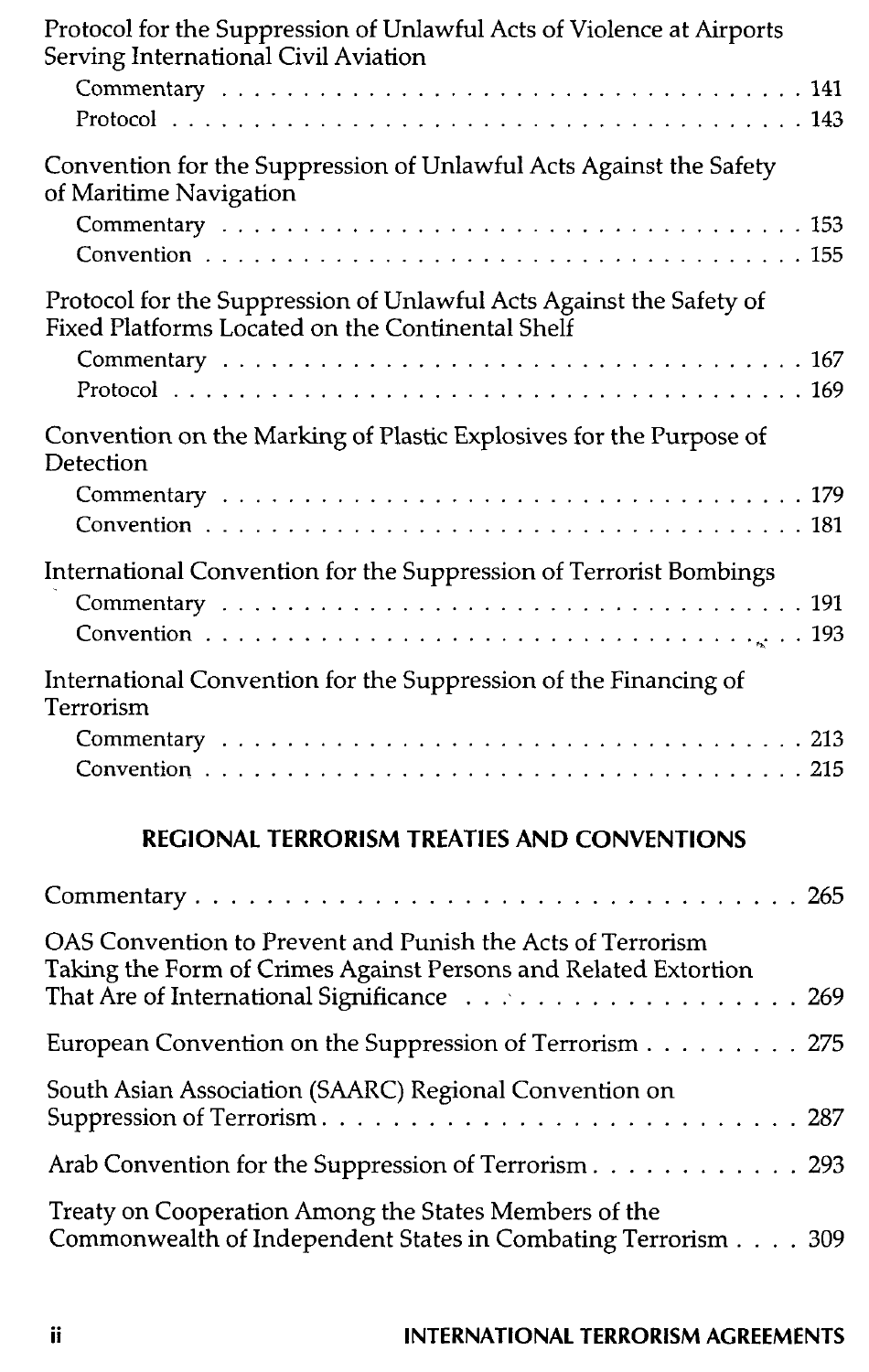Protocol for the Suppression of Unlawful Acts of Violence at Airports Serving International Civil Aviation

- Commentary . . . . . . . . . . . . . . . . . . . . . . . . . . . . . . . . . . . . 141
- Protocol . . . . . . . . . . . . . . . . . . . . . . . . . . . . . . . . . . . . . . . 143

Convention for the Suppression of Unlawful Acts Against the Safety of Maritime Navigation

- Commentary . . . . . . . . . . . . . . . . . . . . . . . . . . . . . . . . . . . . 153
- Convention . . . . . . . . . . . . . . . . . . . . . . . . . . . . . . . . . . . . 155

Protocol for the Suppression of Unlawful Acts Against the Safety of Fixed Platforms Located on the Continental Shelf

- Commentary . . . . . . . . . . . . . . . . . . . . . . . . . . . . . . . . . . . . 167
- Protocol . . . . . . . . . . . . . . . . . . . . . . . . . . . . . . . . . . . . . . . 169

Convention on the Marking of Plastic Explosives for the Purpose of Detection

- Commentary . . . . . . . . . . . . . . . . . . . . . . . . . . . . . . . . . . . . 179
- Convention . . . . . . . . . . . . . . . . . . . . . . . . . . . . . . . . . . . . 181

International Convention for the Suppression of Terrorist Bombings

- Commentary . . . . . . . . . . . . . . . . . . . . . . . . . . . . . . . . . . . . 191
- Convention . . . . . . . . . . . . . . . . . . . . . . . . . . . . . . . . . . . . 193

International Convention for the Suppression of the Financing of Terrorism

- Commentary . . . . . . . . . . . . . . . . . . . . . . . . . . . . . . . . . . . . 213
- Convention . . . . . . . . . . . . . . . . . . . . . . . . . . . . . . . . . . . . 215

## REGIONAL TERRORISM TREATIES AND CONVENTIONS

Commentary . . . . . . . . . . . . . . . . . . . . . . . . . . . . . . . . . . . . 265

OAS Convention to Prevent and Punish the Acts of Terrorism Taking the Form of Crimes Against Persons and Related Extortion That Are of International Significance . . . . . . . . . . . . . . . . . 269

European Convention on the Suppression of Terrorism . . . . . . . . . 275

South Asian Association (SAARC) Regional Convention on Suppression of Terrorism. . . . . . . . . . . . . . . . . . . . . . . . . . . 287

Arab Convention for the Suppression of Terrorism. . . . . . . . . . . . 293

Treaty on Cooperation Among the States Members of the Commonwealth of Independent States in Combating Terrorism . . . . 309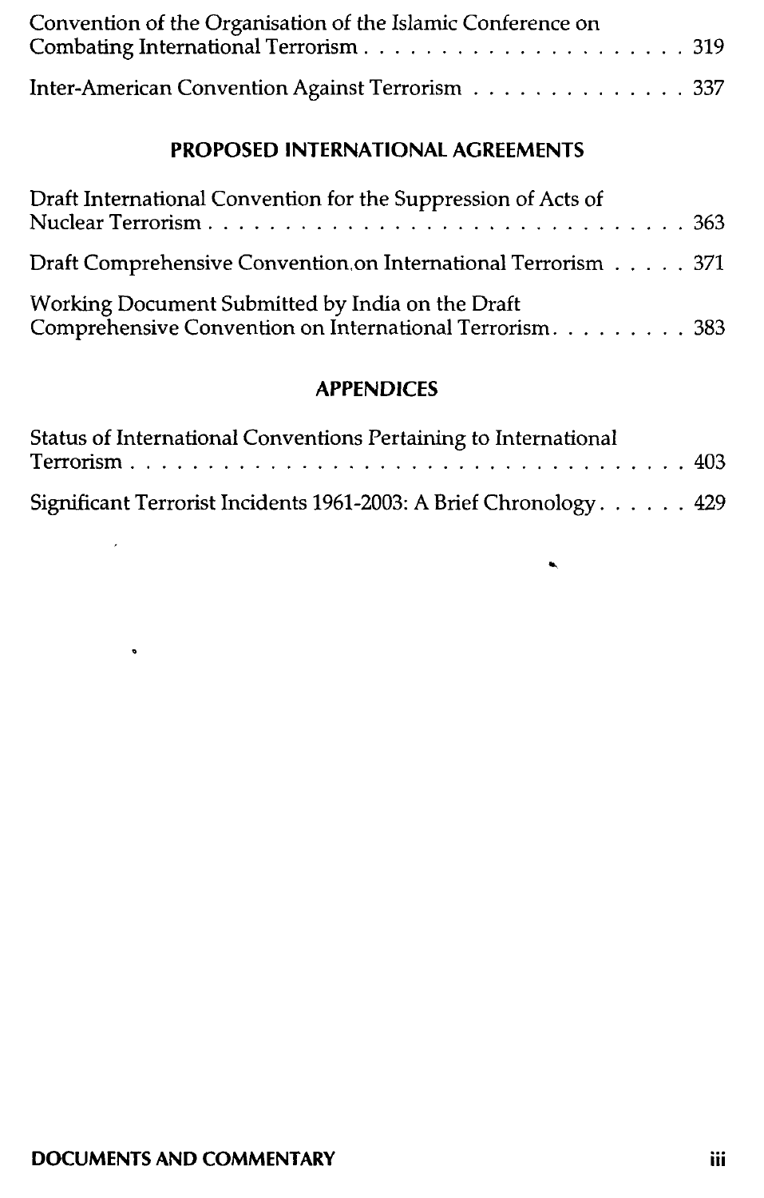Convention of the Organisation of the Islamic Conference on Combating International Terrorism . . . . . . . . . . . . . . . . . . . . . . 319

Inter-American Convention Against Terrorism . . . . . . . . . . . . . . 337

## PROPOSED INTERNATIONAL AGREEMENTS

Draft International Convention for the Suppression of Acts of Nuclear Terrorism . . . . . . . . . . . . . . . . . . . . . . . . . . . . . . . . . 363

Draft Comprehensive Convention on International Terrorism . . . . . 371

Working Document Submitted by India on the Draft Comprehensive Convention on International Terrorism. . . . . . . . . . 383

## APPENDICES

Status of International Conventions Pertaining to International Terrorism . . . . . . . . . . . . . . . . . . . . . . . . . . . . . . . . . . . . . 403

Significant Terrorist Incidents 1961-2003: A Brief Chronology. . . . . . 429